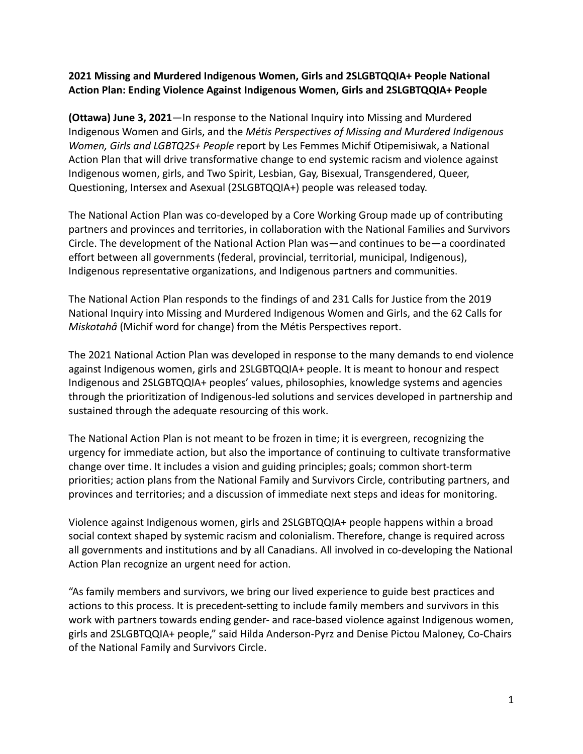**2021 Missing and Murdered Indigenous Women, Girls and 2SLGBTQQIA+ People National Action Plan: Ending Violence Against Indigenous Women, Girls and 2SLGBTQQIA+ People**

**(Ottawa) June 3, 2021**—In response to the National Inquiry into Missing and Murdered Indigenous Women and Girls, and the *Métis Perspectives of Missing and Murdered Indigenous Women, Girls and LGBTQ2S+ People* report by Les Femmes Michif Otipemisiwak, a National Action Plan that will drive transformative change to end systemic racism and violence against Indigenous women, girls, and Two Spirit, Lesbian, Gay, Bisexual, Transgendered, Queer, Questioning, Intersex and Asexual (2SLGBTQQIA+) people was released today.

The National Action Plan was co-developed by a Core Working Group made up of contributing partners and provinces and territories, in collaboration with the National Families and Survivors Circle. The development of the National Action Plan was—and continues to be—a coordinated effort between all governments (federal, provincial, territorial, municipal, Indigenous), Indigenous representative organizations, and Indigenous partners and communities.

The National Action Plan responds to the findings of and 231 Calls for Justice from the 2019 National Inquiry into Missing and Murdered Indigenous Women and Girls, and the 62 Calls for *Miskotahâ* (Michif word for change) from the Métis Perspectives report.

The 2021 National Action Plan was developed in response to the many demands to end violence against Indigenous women, girls and 2SLGBTQQIA+ people. It is meant to honour and respect Indigenous and 2SLGBTQQIA+ peoples' values, philosophies, knowledge systems and agencies through the prioritization of Indigenous-led solutions and services developed in partnership and sustained through the adequate resourcing of this work.

The National Action Plan is not meant to be frozen in time; it is evergreen, recognizing the urgency for immediate action, but also the importance of continuing to cultivate transformative change over time. It includes a vision and guiding principles; goals; common short-term priorities; action plans from the National Family and Survivors Circle, contributing partners, and provinces and territories; and a discussion of immediate next steps and ideas for monitoring.

Violence against Indigenous women, girls and 2SLGBTQQIA+ people happens within a broad social context shaped by systemic racism and colonialism. Therefore, change is required across all governments and institutions and by all Canadians. All involved in co-developing the National Action Plan recognize an urgent need for action.

"As family members and survivors, we bring our lived experience to guide best practices and actions to this process. It is precedent-setting to include family members and survivors in this work with partners towards ending gender- and race-based violence against Indigenous women, girls and 2SLGBTQQIA+ people," said Hilda Anderson-Pyrz and Denise Pictou Maloney, Co-Chairs of the National Family and Survivors Circle.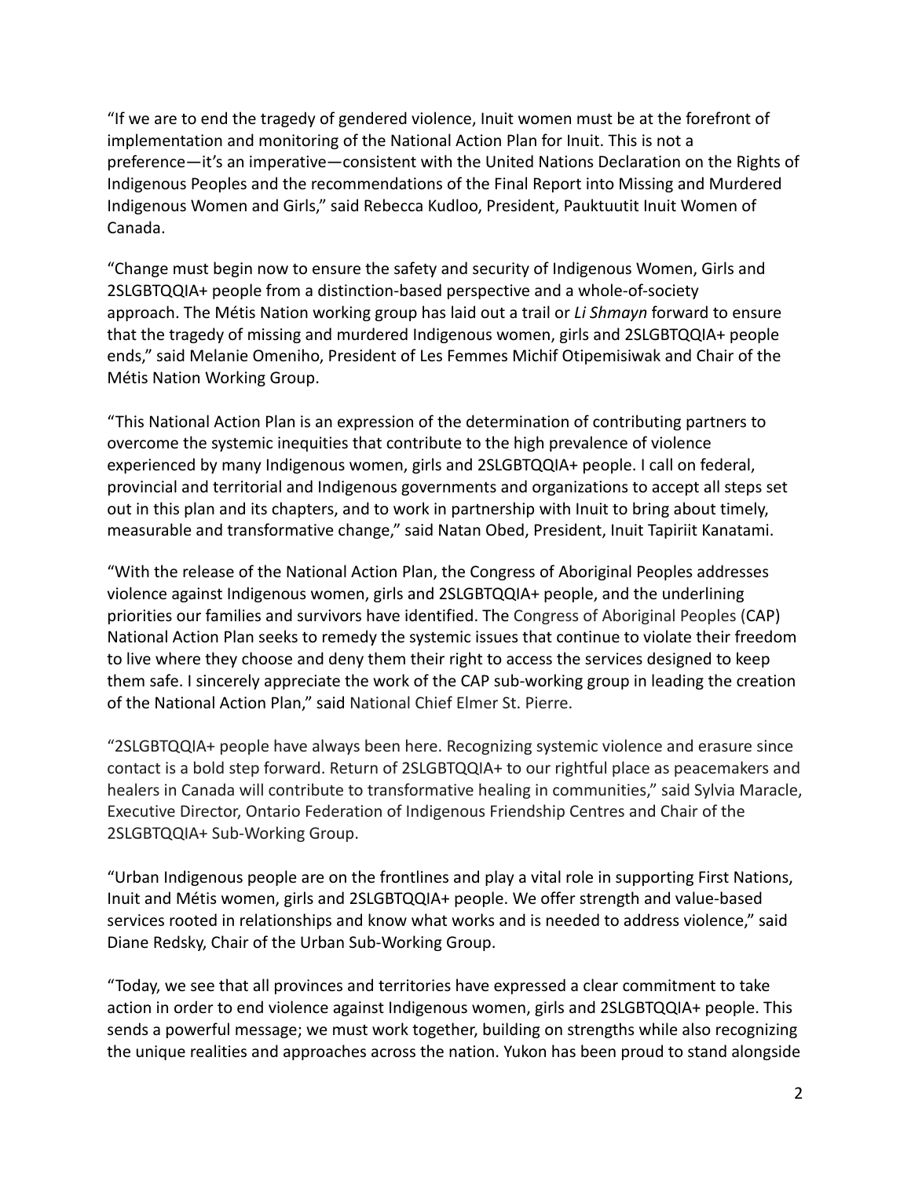"If we are to end the tragedy of gendered violence, Inuit women must be at the forefront of implementation and monitoring of the National Action Plan for Inuit. This is not a preference—it's an imperative—consistent with the United Nations Declaration on the Rights of Indigenous Peoples and the recommendations of the Final Report into Missing and Murdered Indigenous Women and Girls," said Rebecca Kudloo, President, Pauktuutit Inuit Women of Canada.

"Change must begin now to ensure the safety and security of Indigenous Women, Girls and 2SLGBTQQIA+ people from a distinction-based perspective and a whole-of-society approach. The Métis Nation working group has laid out a trail or *Li Shmayn* forward to ensure that the tragedy of missing and murdered Indigenous women, girls and 2SLGBTQQIA+ people ends," said Melanie Omeniho, President of Les Femmes Michif Otipemisiwak and Chair of the Métis Nation Working Group.

"This National Action Plan is an expression of the determination of contributing partners to overcome the systemic inequities that contribute to the high prevalence of violence experienced by many Indigenous women, girls and 2SLGBTQQIA+ people. I call on federal, provincial and territorial and Indigenous governments and organizations to accept all steps set out in this plan and its chapters, and to work in partnership with Inuit to bring about timely, measurable and transformative change," said Natan Obed, President, Inuit Tapiriit Kanatami.

"With the release of the National Action Plan, the Congress of Aboriginal Peoples addresses violence against Indigenous women, girls and 2SLGBTQQIA+ people, and the underlining priorities our families and survivors have identified. The Congress of Aboriginal Peoples (CAP) National Action Plan seeks to remedy the systemic issues that continue to violate their freedom to live where they choose and deny them their right to access the services designed to keep them safe. I sincerely appreciate the work of the CAP sub-working group in leading the creation of the National Action Plan," said National Chief Elmer St. Pierre.

"2SLGBTQQIA+ people have always been here. Recognizing systemic violence and erasure since contact is a bold step forward. Return of 2SLGBTQQIA+ to our rightful place as peacemakers and healers in Canada will contribute to transformative healing in communities," said Sylvia Maracle, Executive Director, Ontario Federation of Indigenous Friendship Centres and Chair of the 2SLGBTQQIA+ Sub-Working Group.

"Urban Indigenous people are on the frontlines and play a vital role in supporting First Nations, Inuit and Métis women, girls and 2SLGBTQQIA+ people. We offer strength and value-based services rooted in relationships and know what works and is needed to address violence," said Diane Redsky, Chair of the Urban Sub-Working Group.

"Today, we see that all provinces and territories have expressed a clear commitment to take action in order to end violence against Indigenous women, girls and 2SLGBTQQIA+ people. This sends a powerful message; we must work together, building on strengths while also recognizing the unique realities and approaches across the nation. Yukon has been proud to stand alongside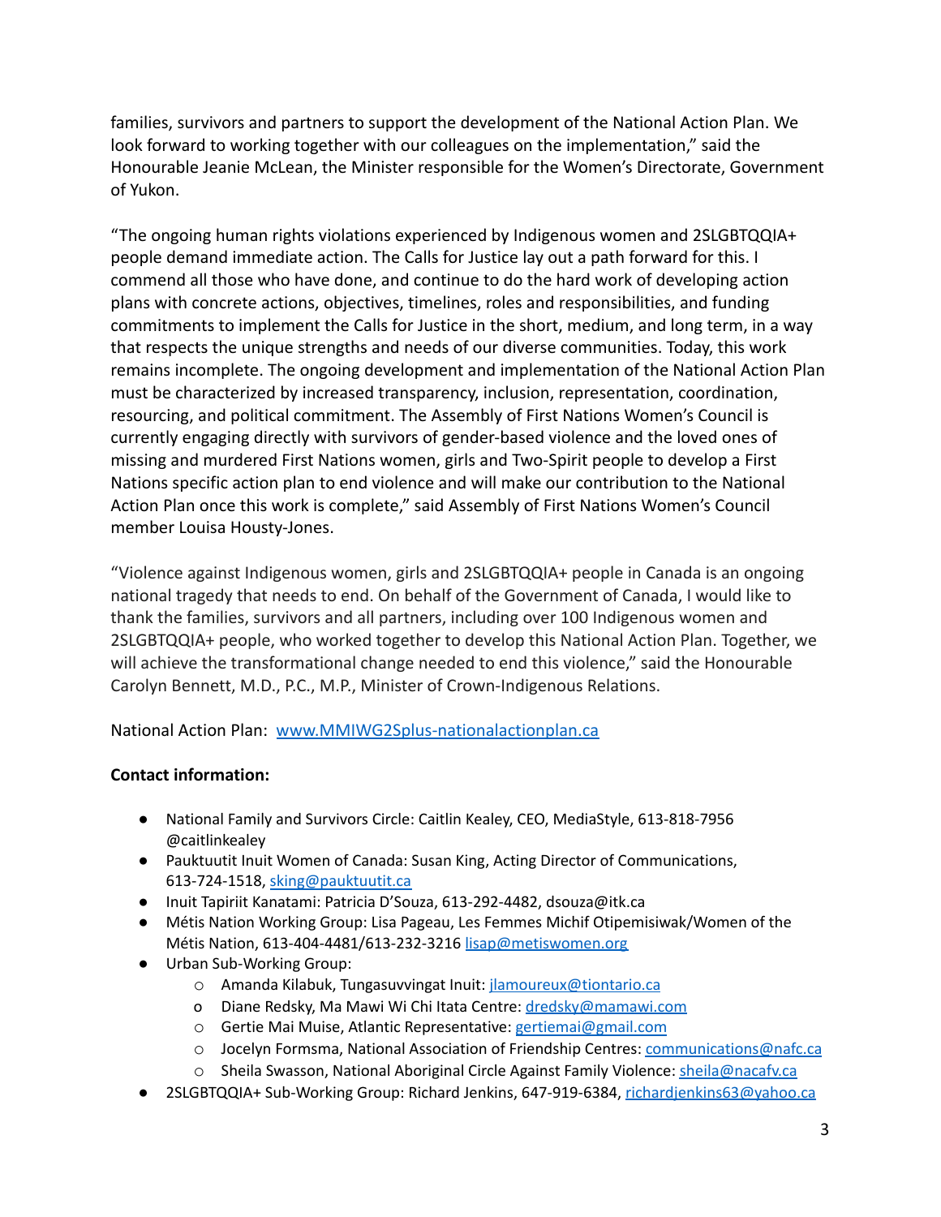families, survivors and partners to support the development of the National Action Plan. We look forward to working together with our colleagues on the implementation," said the Honourable Jeanie McLean, the Minister responsible for the Women's Directorate, Government of Yukon.

"The ongoing human rights violations experienced by Indigenous women and 2SLGBTQQIA+ people demand immediate action. The Calls for Justice lay out a path forward for this. I commend all those who have done, and continue to do the hard work of developing action plans with concrete actions, objectives, timelines, roles and responsibilities, and funding commitments to implement the Calls for Justice in the short, medium, and long term, in a way that respects the unique strengths and needs of our diverse communities. Today, this work remains incomplete. The ongoing development and implementation of the National Action Plan must be characterized by increased transparency, inclusion, representation, coordination, resourcing, and political commitment. The Assembly of First Nations Women's Council is currently engaging directly with survivors of gender-based violence and the loved ones of missing and murdered First Nations women, girls and Two-Spirit people to develop a First Nations specific action plan to end violence and will make our contribution to the National Action Plan once this work is complete," said Assembly of First Nations Women's Council member Louisa Housty-Jones.

"Violence against Indigenous women, girls and 2SLGBTQQIA+ people in Canada is an ongoing national tragedy that needs to end. On behalf of the Government of Canada, I would like to thank the families, survivors and all partners, including over 100 Indigenous women and 2SLGBTQQIA+ people, who worked together to develop this National Action Plan. Together, we will achieve the transformational change needed to end this violence," said the Honourable Carolyn Bennett, M.D., P.C., M.P., Minister of Crown-Indigenous Relations.

National Action Plan: [www.MMIWG2Splus-nationalactionplan.ca](www.MMIWG2Splus-nationalactionplan.ca)

**Contact information:**

- National Family and Survivors Circle: Caitlin Kealey, CEO, MediaStyle, 613-818-7956 @caitlinkealey
- Pauktuutit Inuit Women of Canada: Susan King, Acting Director of Communications, 613-724-1518, [sking@pauktuutit.ca](mailto:sking@pauktuutit.ca)
- Inuit Tapiriit Kanatami: Patricia D'Souza, 613-292-4482, dsouza@itk.ca
- Métis Nation Working Group: Lisa Pageau, Les Femmes Michif Otipemisiwak/Women of the Métis Nation, 613-404-4481/613-232-3216 [lisap@metiswomen.org](mailto:lisap@metiswomen.org)
- Urban Sub-Working Group:
  - Amanda Kilabuk, Tungasuvvingat Inuit: [jlamoureux@tiontario.ca](mailto:jlamoureux@tiontario.ca)
  - Diane Redsky, Ma Mawi Wi Chi Itata Centre: [dredsky@mamawi.com](mailto:dredsky@mamawi.com)
  - Gertie Mai Muise, Atlantic Representative: [gertiemai@gmail.com](mailto:gertiemai@gmail.com)
  - Jocelyn Formsma, National Association of Friendship Centres: [communications@nafc.ca](mailto:communications@nafc.ca)
  - Sheila Swasson, National Aboriginal Circle Against Family Violence: [sheila@nacafv.ca](mailto:sheila@nacafv.ca)
- 2SLGBTQQIA+ Sub-Working Group: Richard Jenkins, 647-919-6384, [richardjenkins63@yahoo.ca](mailto:richardjenkins63@yahoo.ca)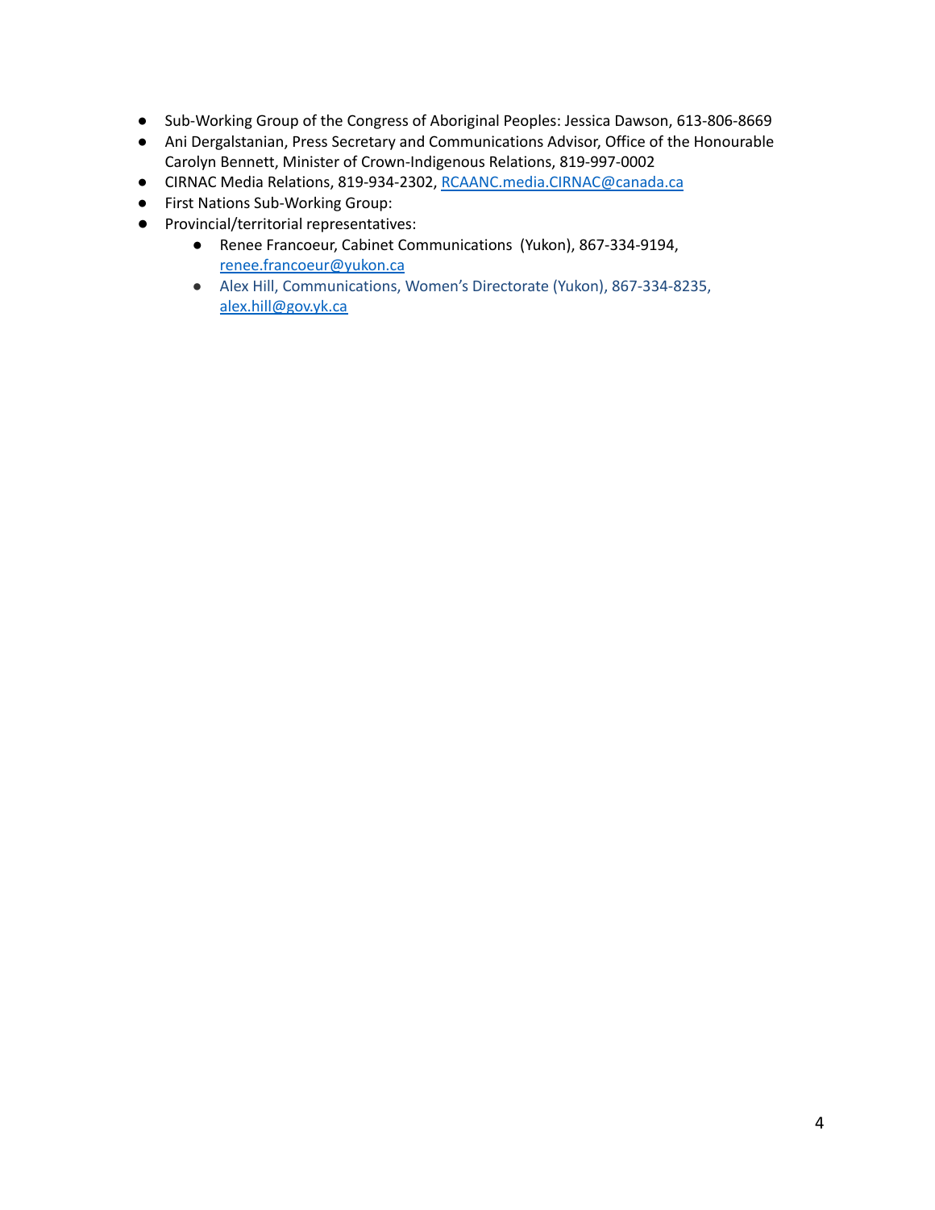- Sub-Working Group of the Congress of Aboriginal Peoples: Jessica Dawson, 613-806-8669
- Ani Dergalstanian, Press Secretary and Communications Advisor, Office of the Honourable Carolyn Bennett, Minister of Crown-Indigenous Relations, 819-997-0002
- CIRNAC Media Relations, 819-934-2302, RCAANC.media.CIRNAC@canada.ca
- First Nations Sub-Working Group:
- Provincial/territorial representatives:
  - Renee Francoeur, Cabinet Communications (Yukon), 867-334-9194, renee.francoeur@yukon.ca
  - Alex Hill, Communications, Women's Directorate (Yukon), 867-334-8235, alex.hill@gov.yk.ca